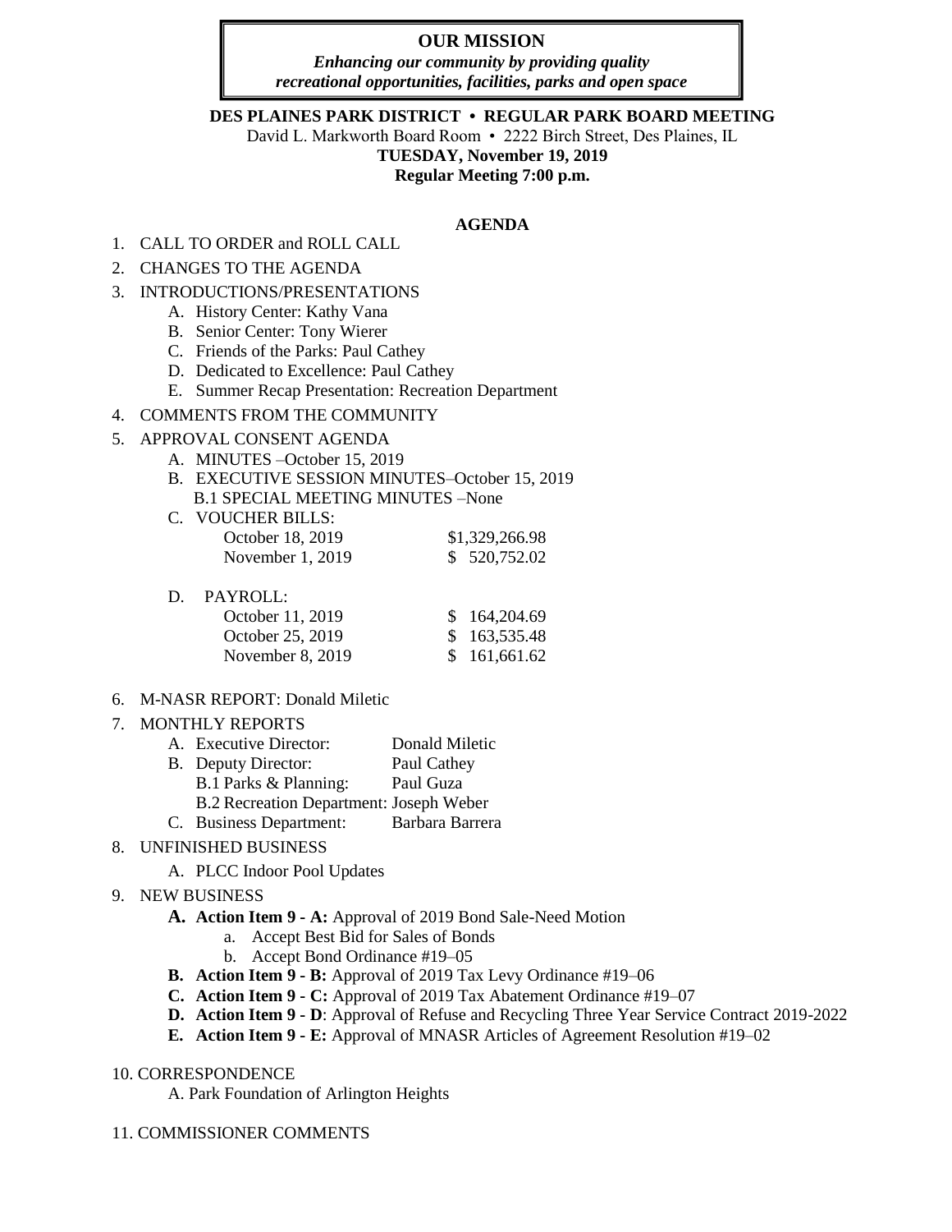**OUR MISSION**

***Enhancing our community by providing quality recreational opportunities, facilities, parks and open space***

**DES PLAINES PARK DISTRICT • REGULAR PARK BOARD MEETING**

David L. Markworth Board Room • 2222 Birch Street, Des Plaines, IL

**TUESDAY, November 19, 2019**

**Regular Meeting 7:00 p.m.**

## AGENDA

1. CALL TO ORDER and ROLL CALL
2. CHANGES TO THE AGENDA
3. INTRODUCTIONS/PRESENTATIONS
   - A. History Center: Kathy Vana
   - B. Senior Center: Tony Wierer
   - C. Friends of the Parks: Paul Cathey
   - D. Dedicated to Excellence: Paul Cathey
   - E. Summer Recap Presentation: Recreation Department
4. COMMENTS FROM THE COMMUNITY
5. APPROVAL CONSENT AGENDA
   - A. MINUTES –October 15, 2019
   - B. EXECUTIVE SESSION MINUTES–October 15, 2019
     - B.1 SPECIAL MEETING MINUTES –None
   - C. VOUCHER BILLS:

     | | |
     |---|---|
     | October 18, 2019 | $1,329,266.98 |
     | November 1, 2019 | $ 520,752.02 |

   - D. PAYROLL:

     | | |
     |---|---|
     | October 11, 2019 | $ 164,204.69 |
     | October 25, 2019 | $ 163,535.48 |
     | November 8, 2019 | $ 161,661.62 |

6. M-NASR REPORT: Donald Miletic
7. MONTHLY REPORTS
   - A. Executive Director: Donald Miletic
   - B. Deputy Director: Paul Cathey
     - B.1 Parks & Planning: Paul Guza
     - B.2 Recreation Department: Joseph Weber
   - C. Business Department: Barbara Barrera
8. UNFINISHED BUSINESS
   - A. PLCC Indoor Pool Updates
9. NEW BUSINESS
   - **A. Action Item 9 - A:** Approval of 2019 Bond Sale-Need Motion
     - a. Accept Best Bid for Sales of Bonds
     - b. Accept Bond Ordinance #19–05
   - **B. Action Item 9 - B:** Approval of 2019 Tax Levy Ordinance #19–06
   - **C. Action Item 9 - C:** Approval of 2019 Tax Abatement Ordinance #19–07
   - **D. Action Item 9 - D**: Approval of Refuse and Recycling Three Year Service Contract 2019-2022
   - **E. Action Item 9 - E:** Approval of MNASR Articles of Agreement Resolution #19–02
10. CORRESPONDENCE
    - A. Park Foundation of Arlington Heights
11. COMMISSIONER COMMENTS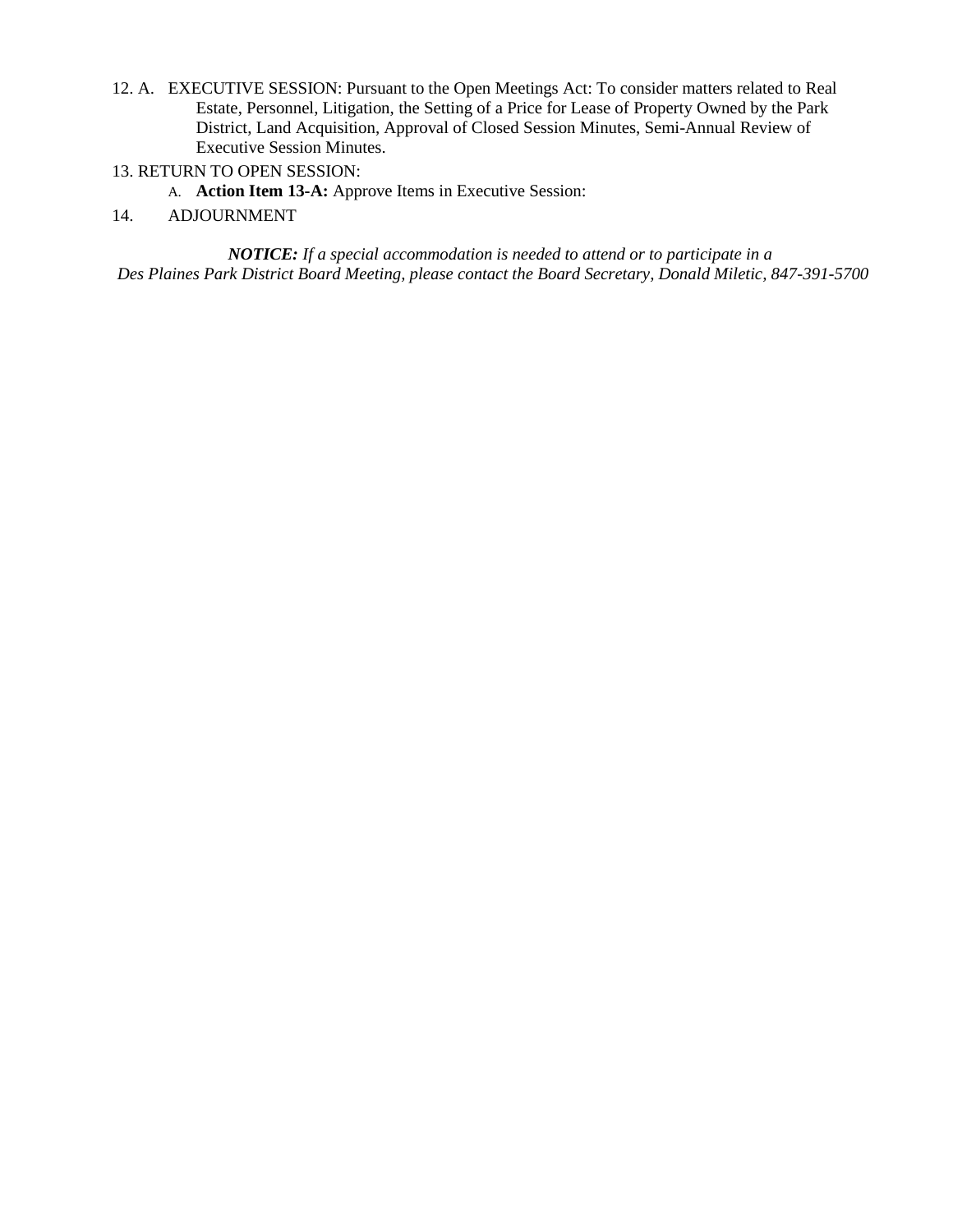12. A. EXECUTIVE SESSION: Pursuant to the Open Meetings Act: To consider matters related to Real Estate, Personnel, Litigation, the Setting of a Price for Lease of Property Owned by the Park District, Land Acquisition, Approval of Closed Session Minutes, Semi-Annual Review of Executive Session Minutes.

13. RETURN TO OPEN SESSION:

    A. **Action Item 13-A:** Approve Items in Executive Session:

14. ADJOURNMENT

***NOTICE:*** *If a special accommodation is needed to attend or to participate in a Des Plaines Park District Board Meeting, please contact the Board Secretary, Donald Miletic, 847-391-5700*